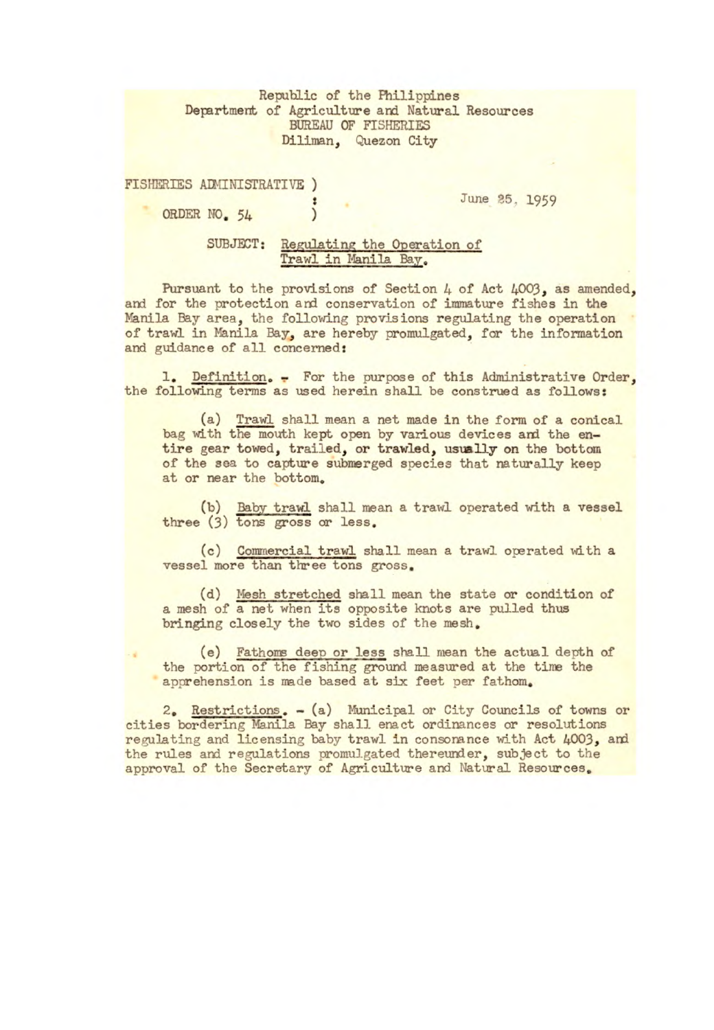Republic of the Philippines
Department of Agriculture and Natural Resources
BUREAU OF FISHERIES
Diliman, Quezon City

FISHERIES ADMINISTRATIVE )
ORDER NO. 54 )

June 25, 1959

SUBJECT: Regulating the Operation of Trawl in Manila Bay.

Pursuant to the provisions of Section 4 of Act 4003, as amended, and for the protection and conservation of immature fishes in the Manila Bay area, the following provisions regulating the operation of trawl in Manila Bay, are hereby promulgated, for the information and guidance of all concerned:

1. Definition. - For the purpose of this Administrative Order, the following terms as used herein shall be construed as follows:

(a) Trawl shall mean a net made in the form of a conical bag with the mouth kept open by various devices and the entire gear towed, trailed, or trawled, usually on the bottom of the sea to capture submerged species that naturally keep at or near the bottom.

(b) Baby trawl shall mean a trawl operated with a vessel three (3) tons gross or less.

(c) Commercial trawl shall mean a trawl operated with a vessel more than three tons gross.

(d) Mesh stretched shall mean the state or condition of a mesh of a net when its opposite knots are pulled thus bringing closely the two sides of the mesh.

(e) Fathoms deep or less shall mean the actual depth of the portion of the fishing ground measured at the time the apprehension is made based at six feet per fathom.

2. Restrictions. - (a) Municipal or City Councils of towns or cities bordering Manila Bay shall enact ordinances or resolutions regulating and licensing baby trawl in consonance with Act 4003, and the rules and regulations promulgated thereunder, subject to the approval of the Secretary of Agriculture and Natural Resources.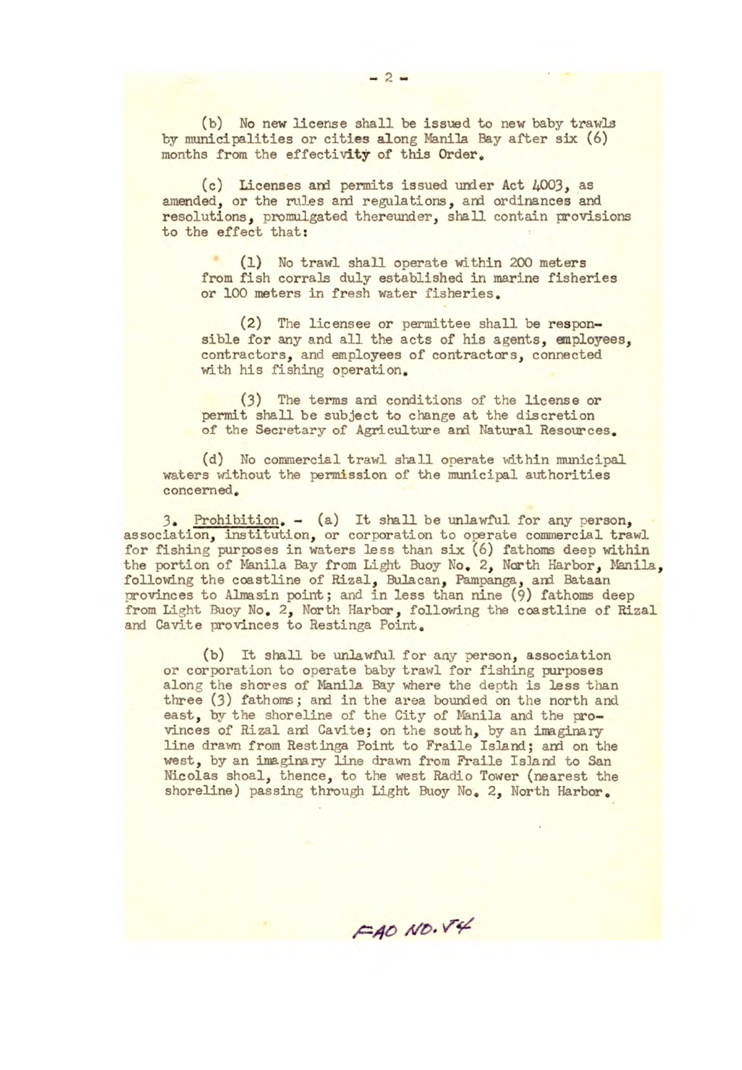(b) No new license shall be issued to new baby trawls by municipalities or cities along Manila Bay after six (6) months from the effectivity of this Order.

(c) Licenses and permits issued under Act 4003, as amended, or the rules and regulations, and ordinances and resolutions, promulgated thereunder, shall contain provisions to the effect that:

(1) No trawl shall operate within 200 meters from fish corrals duly established in marine fisheries or 100 meters in fresh water fisheries.

(2) The licensee or permittee shall be responsible for any and all the acts of his agents, employees, contractors, and employees of contractors, connected with his fishing operation.

(3) The terms and conditions of the license or permit shall be subject to change at the discretion of the Secretary of Agriculture and Natural Resources.

(d) No commercial trawl shall operate within municipal waters without the permission of the municipal authorities concerned.

3. <u>Prohibition</u>. - (a) It shall be unlawful for any person, association, institution, or corporation to operate commercial trawl for fishing purposes in waters less than six (6) fathoms deep within the portion of Manila Bay from Light Buoy No. 2, North Harbor, Manila, following the coastline of Rizal, Bulacan, Pampanga, and Bataan provinces to Almasin point; and in less than nine (9) fathoms deep from Light Buoy No. 2, North Harbor, following the coastline of Rizal and Cavite provinces to Restinga Point.

(b) It shall be unlawful for any person, association or corporation to operate baby trawl for fishing purposes along the shores of Manila Bay where the depth is less than three (3) fathoms; and in the area bounded on the north and east, by the shoreline of the City of Manila and the provinces of Rizal and Cavite; on the south, by an imaginary line drawn from Restinga Point to Fraile Island; and on the west, by an imaginary line drawn from Fraile Island to San Nicolas shoal, thence, to the west Radio Tower (nearest the shoreline) passing through Light Buoy No. 2, North Harbor.

FAO NO. 74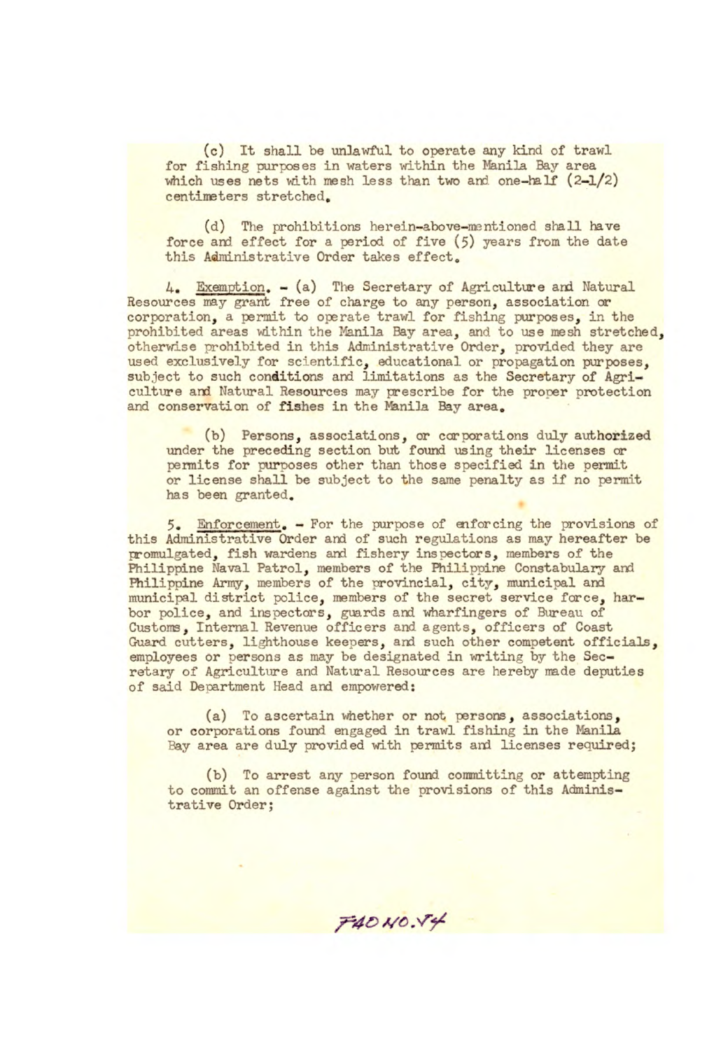(c) It shall be unlawful to operate any kind of trawl for fishing purposes in waters within the Manila Bay area which uses nets with mesh less than two and one-half (2-1/2) centimeters stretched.

(d) The prohibitions herein-above-mentioned shall have force and effect for a period of five (5) years from the date this Administrative Order takes effect.

4. Exemption. - (a) The Secretary of Agriculture and Natural Resources may grant free of charge to any person, association or corporation, a permit to operate trawl for fishing purposes, in the prohibited areas within the Manila Bay area, and to use mesh stretched, otherwise prohibited in this Administrative Order, provided they are used exclusively for scientific, educational or propagation purposes, subject to such conditions and limitations as the Secretary of Agriculture and Natural Resources may prescribe for the proper protection and conservation of fishes in the Manila Bay area.

(b) Persons, associations, or corporations duly authorized under the preceding section but found using their licenses or permits for purposes other than those specified in the permit or license shall be subject to the same penalty as if no permit has been granted.

5. Enforcement. - For the purpose of enforcing the provisions of this Administrative Order and of such regulations as may hereafter be promulgated, fish wardens and fishery inspectors, members of the Philippine Naval Patrol, members of the Philippine Constabulary and Philippine Army, members of the provincial, city, municipal and municipal district police, members of the secret service force, harbor police, and inspectors, guards and wharfingers of Bureau of Customs, Internal Revenue officers and agents, officers of Coast Guard cutters, lighthouse keepers, and such other competent officials, employees or persons as may be designated in writing by the Secretary of Agriculture and Natural Resources are hereby made deputies of said Department Head and empowered:

(a) To ascertain whether or not persons, associations, or corporations found engaged in trawl fishing in the Manila Bay area are duly provided with permits and licenses required;

(b) To arrest any person found committing or attempting to commit an offense against the provisions of this Administrative Order;

FAO NO. 74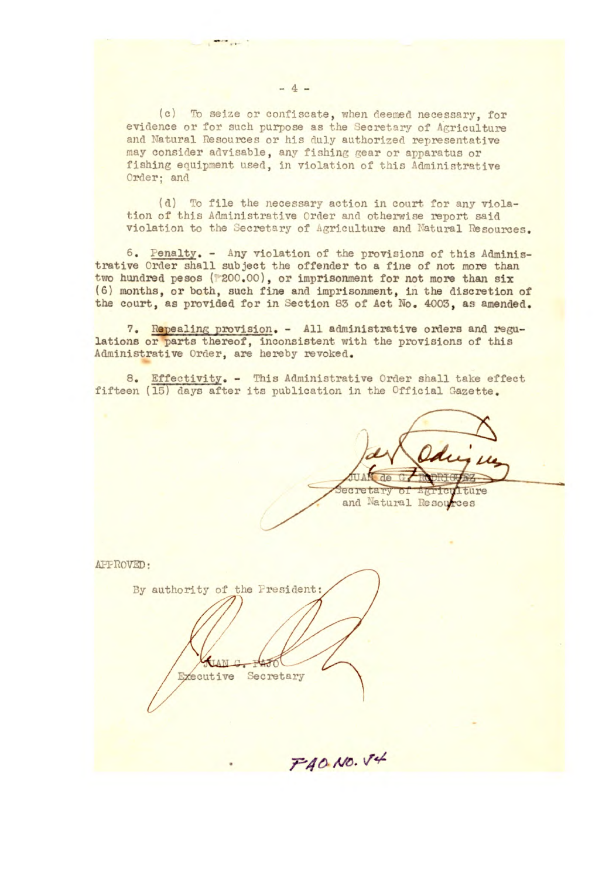(c) To seize or confiscate, when deemed necessary, for evidence or for such purpose as the Secretary of Agriculture and Natural Resources or his duly authorized representative may consider advisable, any fishing gear or apparatus or fishing equipment used, in violation of this Administrative Order; and

(d) To file the necessary action in court for any violation of this Administrative Order and otherwise report said violation to the Secretary of Agriculture and Natural Resources.

6. Penalty. - Any violation of the provisions of this Administrative Order shall subject the offender to a fine of not more than two hundred pesos (₱200.00), or imprisonment for not more than six (6) months, or both, such fine and imprisonment, in the discretion of the court, as provided for in Section 83 of Act No. 4003, as amended.

7. Repealing provision. - All administrative orders and regulations or parts thereof, inconsistent with the provisions of this Administrative Order, are hereby revoked.

8. Effectivity. - This Administrative Order shall take effect fifteen (15) days after its publication in the Official Gazette.

JUAN de G. RODRIGUEZ
Secretary of Agriculture
and Natural Resources

APPROVED:

By authority of the President:

JUAN C. PAJO
Executive Secretary

FAO NO. 14